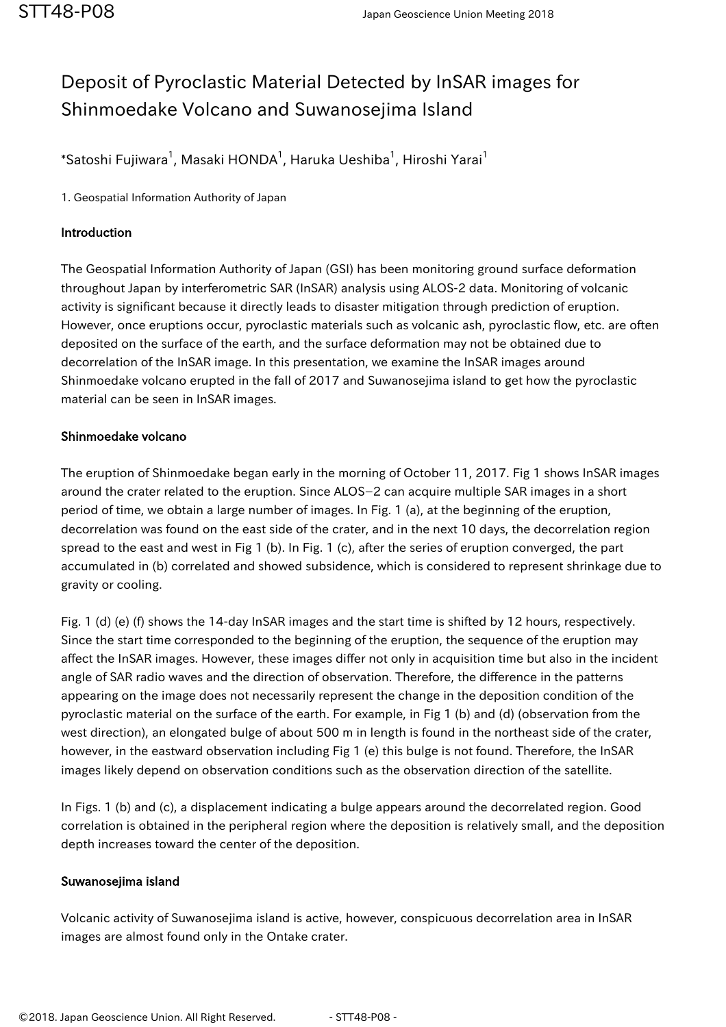# Deposit of Pyroclastic Material Detected by InSAR images for Shinmoedake Volcano and Suwanosejima Island

*Satoshi Fujiwara[1], Masaki HONDA[1], Haruka Ueshiba[1], Hiroshi Yarai[1]

1. Geospatial Information Authority of Japan

**Introduction**

The Geospatial Information Authority of Japan (GSI) has been monitoring ground surface deformation throughout Japan by interferometric SAR (InSAR) analysis using ALOS-2 data. Monitoring of volcanic activity is significant because it directly leads to disaster mitigation through prediction of eruption. However, once eruptions occur, pyroclastic materials such as volcanic ash, pyroclastic flow, etc. are often deposited on the surface of the earth, and the surface deformation may not be obtained due to decorrelation of the InSAR image. In this presentation, we examine the InSAR images around Shinmoedake volcano erupted in the fall of 2017 and Suwanosejima island to get how the pyroclastic material can be seen in InSAR images.

**Shinmoedake volcano**

The eruption of Shinmoedake began early in the morning of October 11, 2017. Fig 1 shows InSAR images around the crater related to the eruption. Since ALOS−2 can acquire multiple SAR images in a short period of time, we obtain a large number of images. In Fig. 1 (a), at the beginning of the eruption, decorrelation was found on the east side of the crater, and in the next 10 days, the decorrelation region spread to the east and west in Fig 1 (b). In Fig. 1 (c), after the series of eruption converged, the part accumulated in (b) correlated and showed subsidence, which is considered to represent shrinkage due to gravity or cooling.

Fig. 1 (d) (e) (f) shows the 14-day InSAR images and the start time is shifted by 12 hours, respectively. Since the start time corresponded to the beginning of the eruption, the sequence of the eruption may affect the InSAR images. However, these images differ not only in acquisition time but also in the incident angle of SAR radio waves and the direction of observation. Therefore, the difference in the patterns appearing on the image does not necessarily represent the change in the deposition condition of the pyroclastic material on the surface of the earth. For example, in Fig 1 (b) and (d) (observation from the west direction), an elongated bulge of about 500 m in length is found in the northeast side of the crater, however, in the eastward observation including Fig 1 (e) this bulge is not found. Therefore, the InSAR images likely depend on observation conditions such as the observation direction of the satellite.

In Figs. 1 (b) and (c), a displacement indicating a bulge appears around the decorrelated region. Good correlation is obtained in the peripheral region where the deposition is relatively small, and the deposition depth increases toward the center of the deposition.

**Suwanosejima island**

Volcanic activity of Suwanosejima island is active, however, conspicuous decorrelation area in InSAR images are almost found only in the Ontake crater.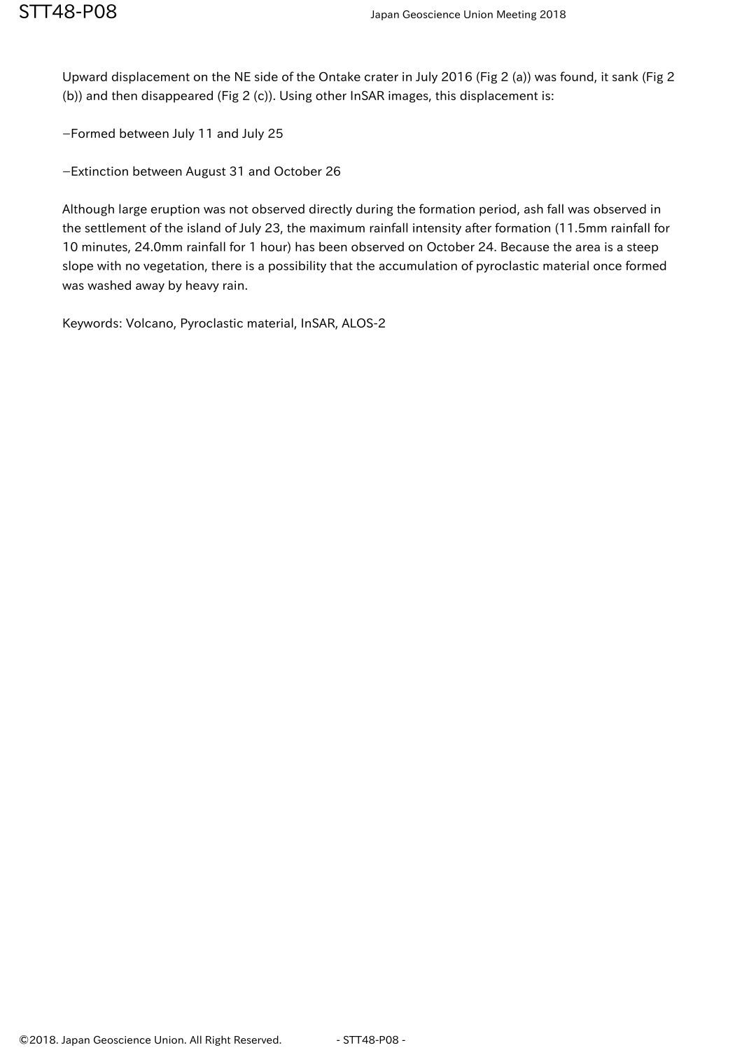Upward displacement on the NE side of the Ontake crater in July 2016 (Fig 2 (a)) was found, it sank (Fig 2 (b)) and then disappeared (Fig 2 (c)). Using other InSAR images, this displacement is:

−Formed between July 11 and July 25

−Extinction between August 31 and October 26

Although large eruption was not observed directly during the formation period, ash fall was observed in the settlement of the island of July 23, the maximum rainfall intensity after formation (11.5mm rainfall for 10 minutes, 24.0mm rainfall for 1 hour) has been observed on October 24. Because the area is a steep slope with no vegetation, there is a possibility that the accumulation of pyroclastic material once formed was washed away by heavy rain.

Keywords: Volcano, Pyroclastic material, InSAR, ALOS-2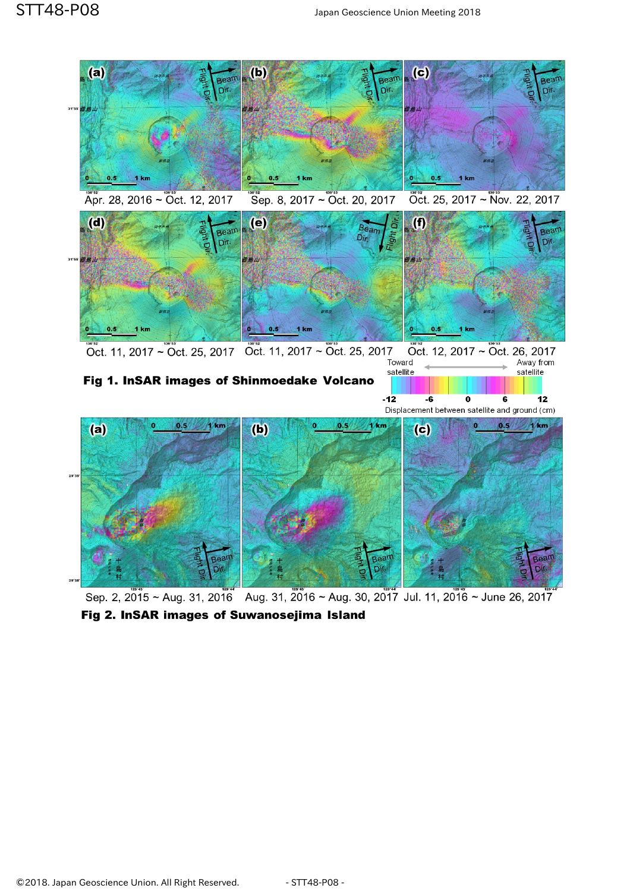(a) Apr. 28, 2016 ~ Oct. 12, 2017

(b) Sep. 8, 2017 ~ Oct. 20, 2017

(c) Oct. 25, 2017 ~ Nov. 22, 2017

(d) Oct. 11, 2017 ~ Oct. 25, 2017

(e) Oct. 11, 2017 ~ Oct. 25, 2017

(f) Oct. 12, 2017 ~ Oct. 26, 2017

Toward satellite

Away from satellite

-12 -6 0 6 12

Displacement between satellite and ground (cm)

**Fig 1. InSAR images of Shinmoedake Volcano**

(a) Sep. 2, 2015 ~ Aug. 31, 2016

(b) Aug. 31, 2016 ~ Aug. 30, 2017

(c) Jul. 11, 2016 ~ June 26, 2017

**Fig 2. InSAR images of Suwanosejima Island**